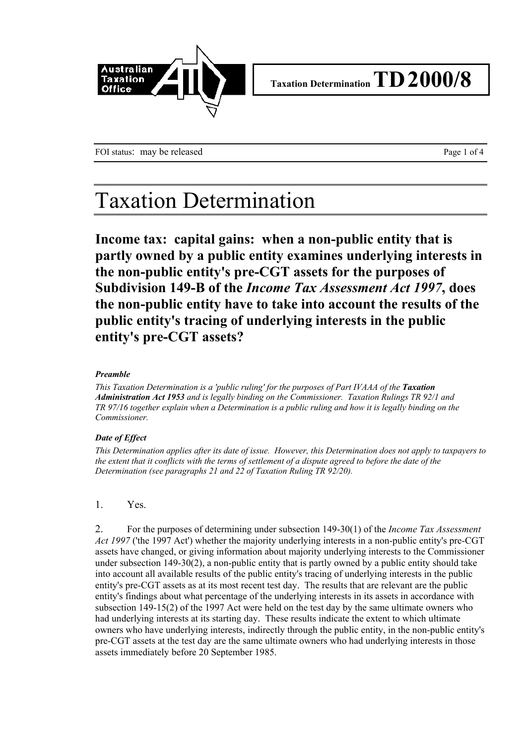Taxation Determination **TD 2000/8**

FOI status: may be released

# Taxation Determination

## Income tax: capital gains: when a non-public entity that is partly owned by a public entity examines underlying interests in the non-public entity's pre-CGT assets for the purposes of Subdivision 149-B of the *Income Tax Assessment Act 1997*, does the non-public entity have to take into account the results of the public entity's tracing of underlying interests in the public entity's pre-CGT assets?

***Preamble***

*This Taxation Determination is a 'public ruling' for the purposes of Part IVAAA of the* ***Taxation Administration Act 1953*** *and is legally binding on the Commissioner. Taxation Rulings TR 92/1 and TR 97/16 together explain when a Determination is a public ruling and how it is legally binding on the Commissioner.*

***Date of Effect***

*This Determination applies after its date of issue. However, this Determination does not apply to taxpayers to the extent that it conflicts with the terms of settlement of a dispute agreed to before the date of the Determination (see paragraphs 21 and 22 of Taxation Ruling TR 92/20).*

1. Yes.

2. For the purposes of determining under subsection 149-30(1) of the *Income Tax Assessment Act 1997* ('the 1997 Act') whether the majority underlying interests in a non-public entity's pre-CGT assets have changed, or giving information about majority underlying interests to the Commissioner under subsection 149-30(2), a non-public entity that is partly owned by a public entity should take into account all available results of the public entity's tracing of underlying interests in the public entity's pre-CGT assets as at its most recent test day. The results that are relevant are the public entity's findings about what percentage of the underlying interests in its assets in accordance with subsection 149-15(2) of the 1997 Act were held on the test day by the same ultimate owners who had underlying interests at its starting day. These results indicate the extent to which ultimate owners who have underlying interests, indirectly through the public entity, in the non-public entity's pre-CGT assets at the test day are the same ultimate owners who had underlying interests in those assets immediately before 20 September 1985.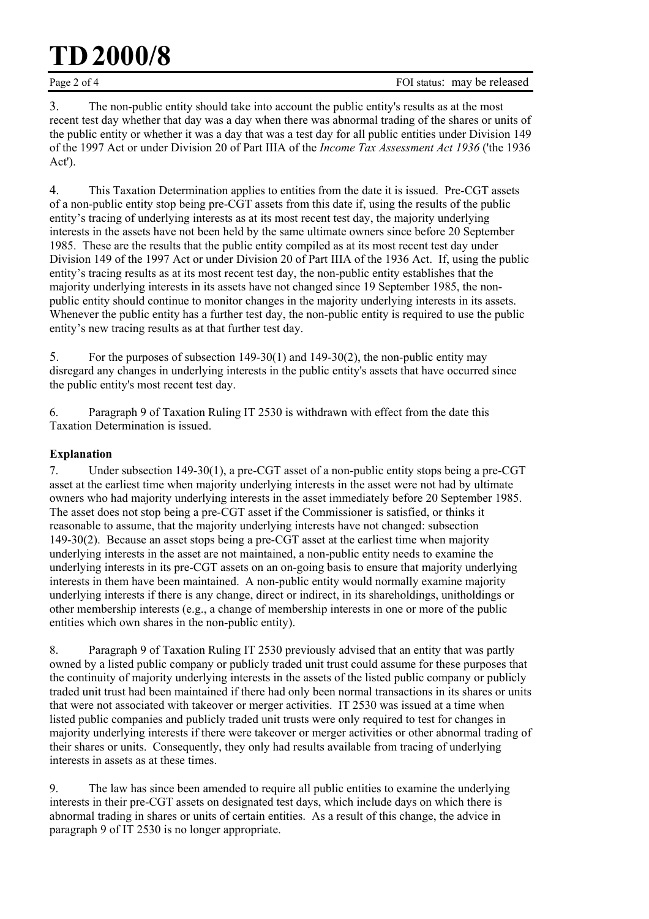3. The non-public entity should take into account the public entity's results as at the most recent test day whether that day was a day when there was abnormal trading of the shares or units of the public entity or whether it was a day that was a test day for all public entities under Division 149 of the 1997 Act or under Division 20 of Part IIIA of the *Income Tax Assessment Act 1936* ('the 1936 Act').

4. This Taxation Determination applies to entities from the date it is issued. Pre-CGT assets of a non-public entity stop being pre-CGT assets from this date if, using the results of the public entity's tracing of underlying interests as at its most recent test day, the majority underlying interests in the assets have not been held by the same ultimate owners since before 20 September 1985. These are the results that the public entity compiled as at its most recent test day under Division 149 of the 1997 Act or under Division 20 of Part IIIA of the 1936 Act. If, using the public entity's tracing results as at its most recent test day, the non-public entity establishes that the majority underlying interests in its assets have not changed since 19 September 1985, the non-public entity should continue to monitor changes in the majority underlying interests in its assets. Whenever the public entity has a further test day, the non-public entity is required to use the public entity's new tracing results as at that further test day.

5. For the purposes of subsection 149-30(1) and 149-30(2), the non-public entity may disregard any changes in underlying interests in the public entity's assets that have occurred since the public entity's most recent test day.

6. Paragraph 9 of Taxation Ruling IT 2530 is withdrawn with effect from the date this Taxation Determination is issued.

**Explanation**

7. Under subsection 149-30(1), a pre-CGT asset of a non-public entity stops being a pre-CGT asset at the earliest time when majority underlying interests in the asset were not had by ultimate owners who had majority underlying interests in the asset immediately before 20 September 1985. The asset does not stop being a pre-CGT asset if the Commissioner is satisfied, or thinks it reasonable to assume, that the majority underlying interests have not changed: subsection 149-30(2). Because an asset stops being a pre-CGT asset at the earliest time when majority underlying interests in the asset are not maintained, a non-public entity needs to examine the underlying interests in its pre-CGT assets on an on-going basis to ensure that majority underlying interests in them have been maintained. A non-public entity would normally examine majority underlying interests if there is any change, direct or indirect, in its shareholdings, unitholdings or other membership interests (e.g., a change of membership interests in one or more of the public entities which own shares in the non-public entity).

8. Paragraph 9 of Taxation Ruling IT 2530 previously advised that an entity that was partly owned by a listed public company or publicly traded unit trust could assume for these purposes that the continuity of majority underlying interests in the assets of the listed public company or publicly traded unit trust had been maintained if there had only been normal transactions in its shares or units that were not associated with takeover or merger activities. IT 2530 was issued at a time when listed public companies and publicly traded unit trusts were only required to test for changes in majority underlying interests if there were takeover or merger activities or other abnormal trading of their shares or units. Consequently, they only had results available from tracing of underlying interests in assets as at these times.

9. The law has since been amended to require all public entities to examine the underlying interests in their pre-CGT assets on designated test days, which include days on which there is abnormal trading in shares or units of certain entities. As a result of this change, the advice in paragraph 9 of IT 2530 is no longer appropriate.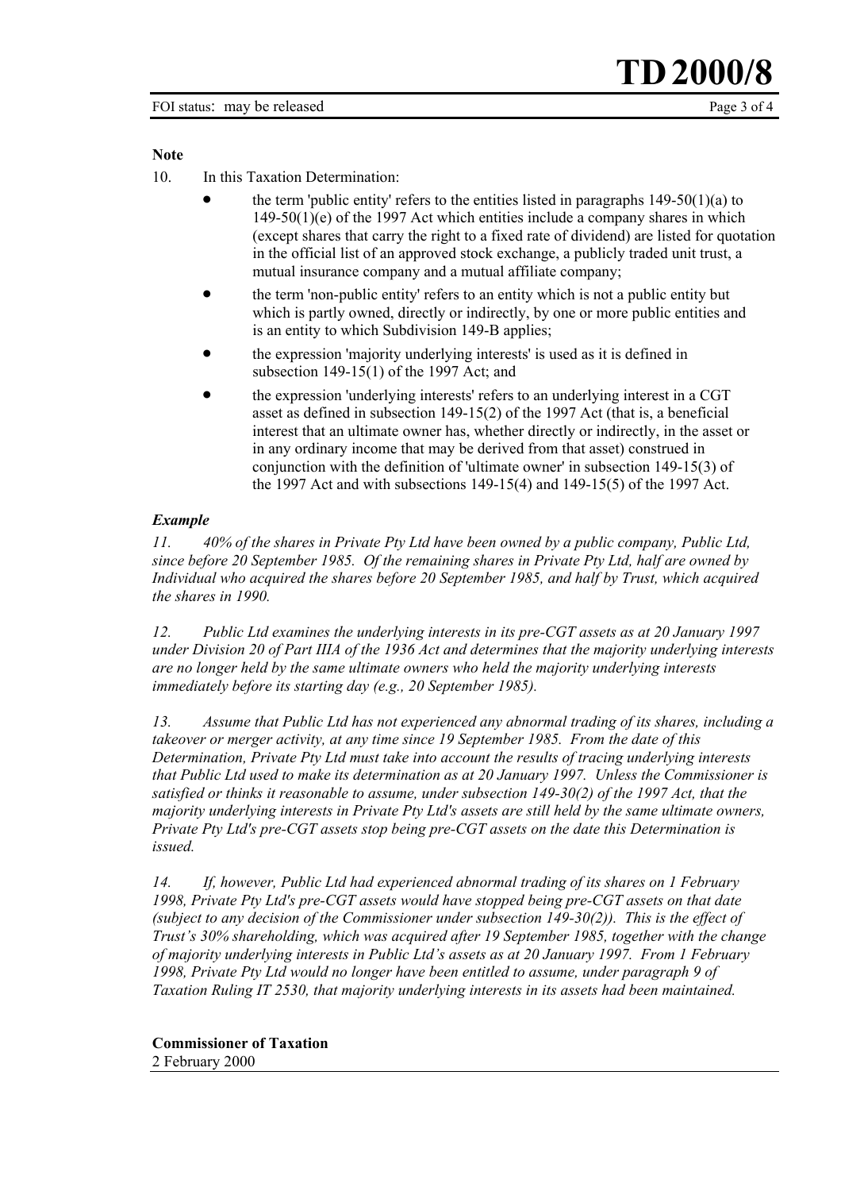**Note**

10. In this Taxation Determination:

- the term 'public entity' refers to the entities listed in paragraphs 149-50(1)(a) to 149-50(1)(e) of the 1997 Act which entities include a company shares in which (except shares that carry the right to a fixed rate of dividend) are listed for quotation in the official list of an approved stock exchange, a publicly traded unit trust, a mutual insurance company and a mutual affiliate company;
- the term 'non-public entity' refers to an entity which is not a public entity but which is partly owned, directly or indirectly, by one or more public entities and is an entity to which Subdivision 149-B applies;
- the expression 'majority underlying interests' is used as it is defined in subsection 149-15(1) of the 1997 Act; and
- the expression 'underlying interests' refers to an underlying interest in a CGT asset as defined in subsection 149-15(2) of the 1997 Act (that is, a beneficial interest that an ultimate owner has, whether directly or indirectly, in the asset or in any ordinary income that may be derived from that asset) construed in conjunction with the definition of 'ultimate owner' in subsection 149-15(3) of the 1997 Act and with subsections 149-15(4) and 149-15(5) of the 1997 Act.

***Example***

*11. 40% of the shares in Private Pty Ltd have been owned by a public company, Public Ltd, since before 20 September 1985. Of the remaining shares in Private Pty Ltd, half are owned by Individual who acquired the shares before 20 September 1985, and half by Trust, which acquired the shares in 1990.*

*12. Public Ltd examines the underlying interests in its pre-CGT assets as at 20 January 1997 under Division 20 of Part IIIA of the 1936 Act and determines that the majority underlying interests are no longer held by the same ultimate owners who held the majority underlying interests immediately before its starting day (e.g., 20 September 1985).*

*13. Assume that Public Ltd has not experienced any abnormal trading of its shares, including a takeover or merger activity, at any time since 19 September 1985. From the date of this Determination, Private Pty Ltd must take into account the results of tracing underlying interests that Public Ltd used to make its determination as at 20 January 1997. Unless the Commissioner is satisfied or thinks it reasonable to assume, under subsection 149-30(2) of the 1997 Act, that the majority underlying interests in Private Pty Ltd's assets are still held by the same ultimate owners, Private Pty Ltd's pre-CGT assets stop being pre-CGT assets on the date this Determination is issued.*

*14. If, however, Public Ltd had experienced abnormal trading of its shares on 1 February 1998, Private Pty Ltd's pre-CGT assets would have stopped being pre-CGT assets on that date (subject to any decision of the Commissioner under subsection 149-30(2)). This is the effect of Trust's 30% shareholding, which was acquired after 19 September 1985, together with the change of majority underlying interests in Public Ltd's assets as at 20 January 1997. From 1 February 1998, Private Pty Ltd would no longer have been entitled to assume, under paragraph 9 of Taxation Ruling IT 2530, that majority underlying interests in its assets had been maintained.*

**Commissioner of Taxation**
2 February 2000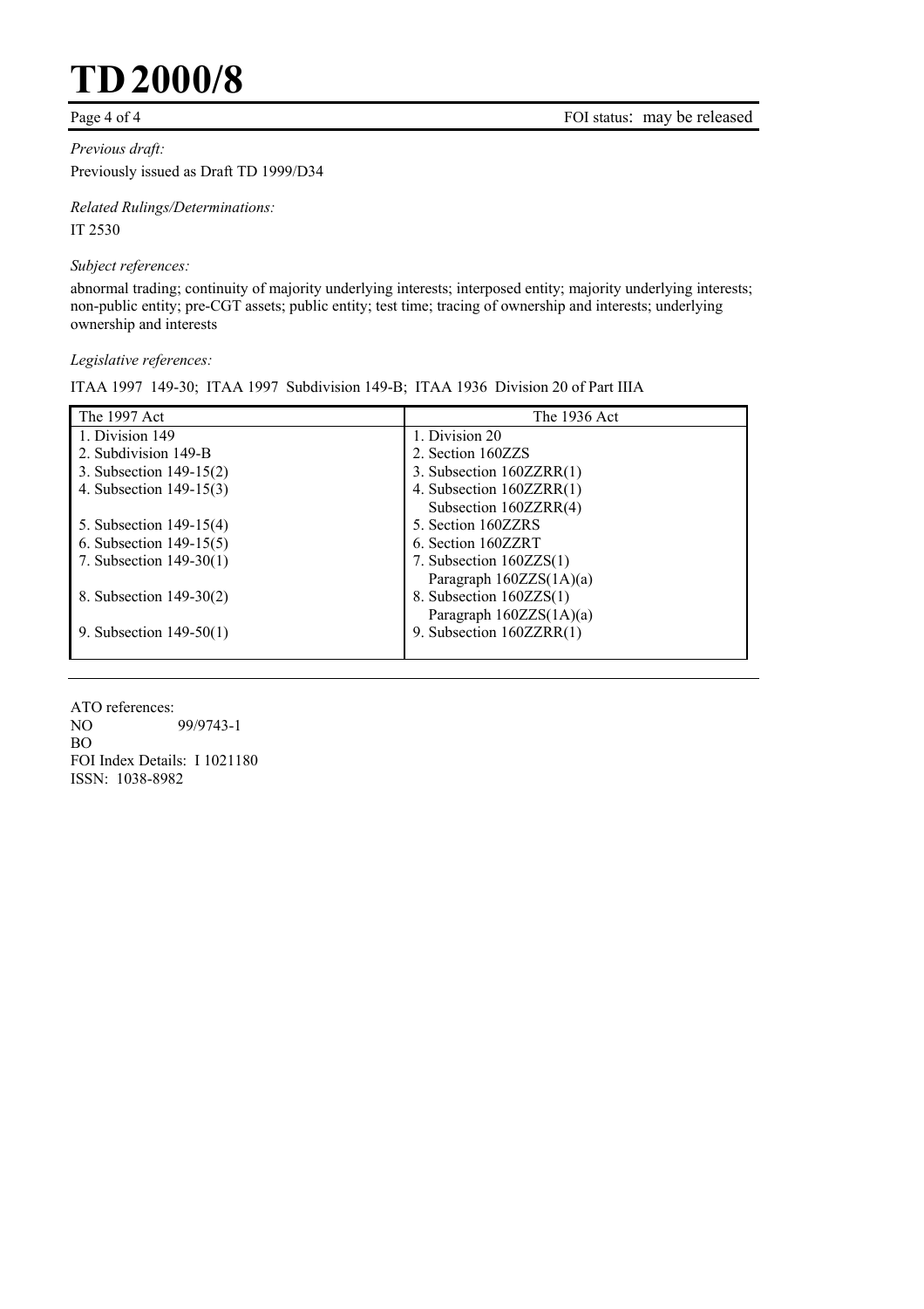*Previous draft:*

Previously issued as Draft TD 1999/D34

*Related Rulings/Determinations:*

IT 2530

*Subject references:*

abnormal trading; continuity of majority underlying interests; interposed entity; majority underlying interests; non-public entity; pre-CGT assets; public entity; test time; tracing of ownership and interests; underlying ownership and interests

*Legislative references:*

ITAA 1997 149-30; ITAA 1997 Subdivision 149-B; ITAA 1936 Division 20 of Part IIIA

| The 1997 Act | The 1936 Act |
|---|---|
| 1. Division 149 | 1. Division 20 |
| 2. Subdivision 149-B | 2. Section 160ZZS |
| 3. Subsection 149-15(2) | 3. Subsection 160ZZRR(1) |
| 4. Subsection 149-15(3) | 4. Subsection 160ZZRR(1)<br>Subsection 160ZZRR(4) |
| 5. Subsection 149-15(4) | 5. Section 160ZZRS |
| 6. Subsection 149-15(5) | 6. Section 160ZZRT |
| 7. Subsection 149-30(1) | 7. Subsection 160ZZS(1)<br>Paragraph 160ZZS(1A)(a) |
| 8. Subsection 149-30(2) | 8. Subsection 160ZZS(1)<br>Paragraph 160ZZS(1A)(a) |
| 9. Subsection 149-50(1) | 9. Subsection 160ZZRR(1) |

---

ATO references:
NO 99/9743-1
BO
FOI Index Details: I 1021180
ISSN: 1038-8982